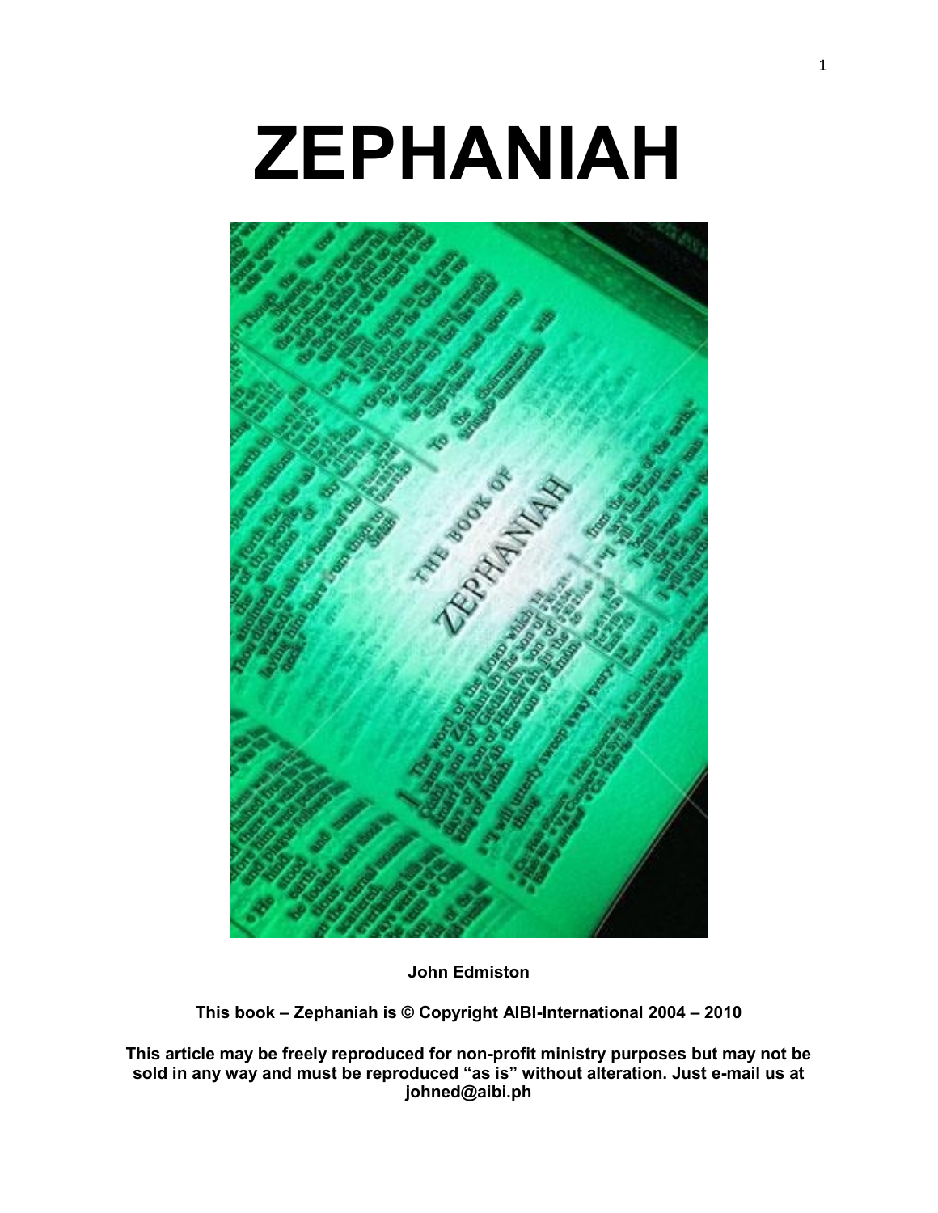# ZEPHANIAH

**John Edmiston**

**This book – Zephaniah is © Copyright AIBI-International 2004 – 2010**

**This article may be freely reproduced for non-profit ministry purposes but may not be sold in any way and must be reproduced "as is" without alteration. Just e-mail us at johned@aibi.ph**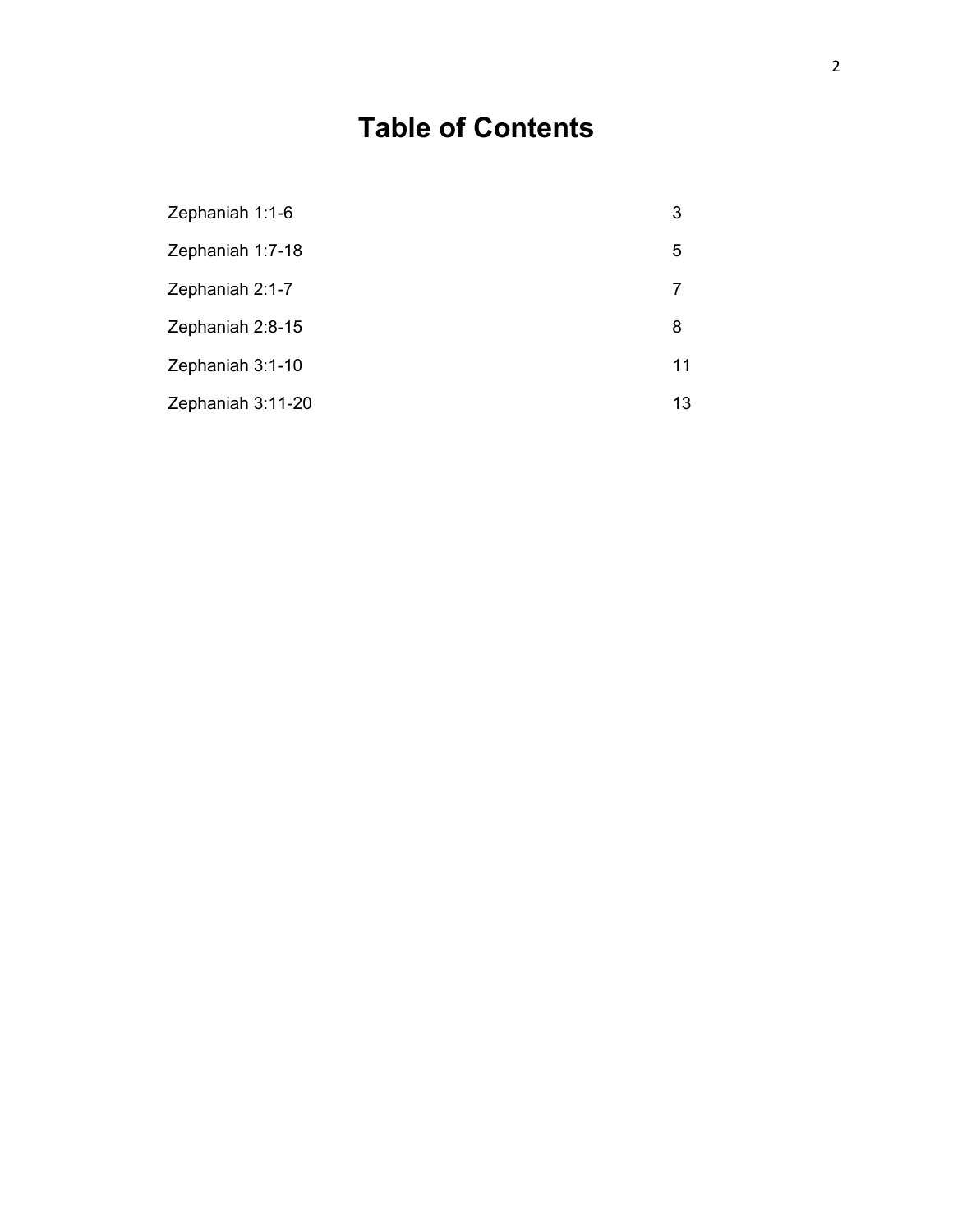# Table of Contents

| | |
|---|---|
| Zephaniah 1:1-6 | 3 |
| Zephaniah 1:7-18 | 5 |
| Zephaniah 2:1-7 | 7 |
| Zephaniah 2:8-15 | 8 |
| Zephaniah 3:1-10 | 11 |
| Zephaniah 3:11-20 | 13 |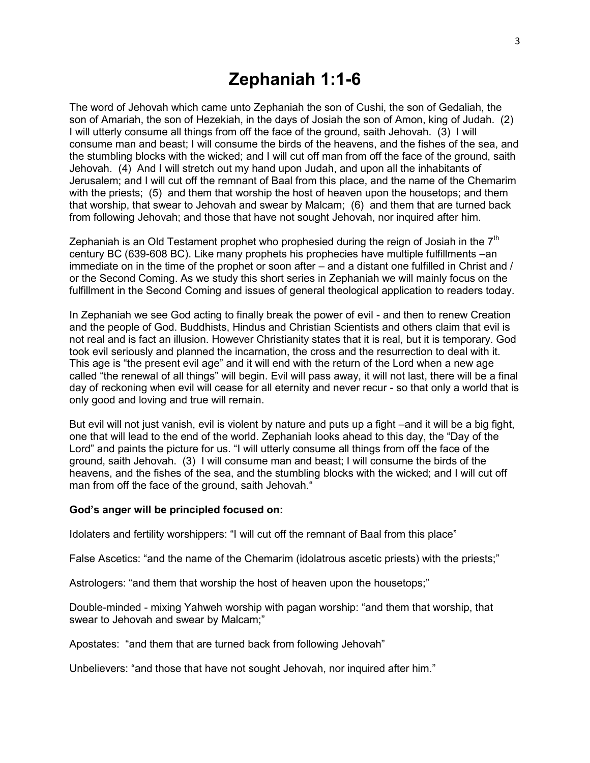# Zephaniah 1:1-6

The word of Jehovah which came unto Zephaniah the son of Cushi, the son of Gedaliah, the son of Amariah, the son of Hezekiah, in the days of Josiah the son of Amon, king of Judah. (2) I will utterly consume all things from off the face of the ground, saith Jehovah. (3) I will consume man and beast; I will consume the birds of the heavens, and the fishes of the sea, and the stumbling blocks with the wicked; and I will cut off man from off the face of the ground, saith Jehovah. (4) And I will stretch out my hand upon Judah, and upon all the inhabitants of Jerusalem; and I will cut off the remnant of Baal from this place, and the name of the Chemarim with the priests; (5) and them that worship the host of heaven upon the housetops; and them that worship, that swear to Jehovah and swear by Malcam; (6) and them that are turned back from following Jehovah; and those that have not sought Jehovah, nor inquired after him.

Zephaniah is an Old Testament prophet who prophesied during the reign of Josiah in the 7th century BC (639-608 BC). Like many prophets his prophecies have multiple fulfillments –an immediate on in the time of the prophet or soon after – and a distant one fulfilled in Christ and / or the Second Coming. As we study this short series in Zephaniah we will mainly focus on the fulfillment in the Second Coming and issues of general theological application to readers today.

In Zephaniah we see God acting to finally break the power of evil - and then to renew Creation and the people of God. Buddhists, Hindus and Christian Scientists and others claim that evil is not real and is fact an illusion. However Christianity states that it is real, but it is temporary. God took evil seriously and planned the incarnation, the cross and the resurrection to deal with it. This age is "the present evil age" and it will end with the return of the Lord when a new age called "the renewal of all things" will begin. Evil will pass away, it will not last, there will be a final day of reckoning when evil will cease for all eternity and never recur - so that only a world that is only good and loving and true will remain.

But evil will not just vanish, evil is violent by nature and puts up a fight –and it will be a big fight, one that will lead to the end of the world. Zephaniah looks ahead to this day, the "Day of the Lord" and paints the picture for us. "I will utterly consume all things from off the face of the ground, saith Jehovah. (3) I will consume man and beast; I will consume the birds of the heavens, and the fishes of the sea, and the stumbling blocks with the wicked; and I will cut off man from off the face of the ground, saith Jehovah."

**God's anger will be principled focused on:**

Idolaters and fertility worshippers: "I will cut off the remnant of Baal from this place"

False Ascetics: "and the name of the Chemarim (idolatrous ascetic priests) with the priests;"

Astrologers: "and them that worship the host of heaven upon the housetops;"

Double-minded - mixing Yahweh worship with pagan worship: "and them that worship, that swear to Jehovah and swear by Malcam;"

Apostates: "and them that are turned back from following Jehovah"

Unbelievers: "and those that have not sought Jehovah, nor inquired after him."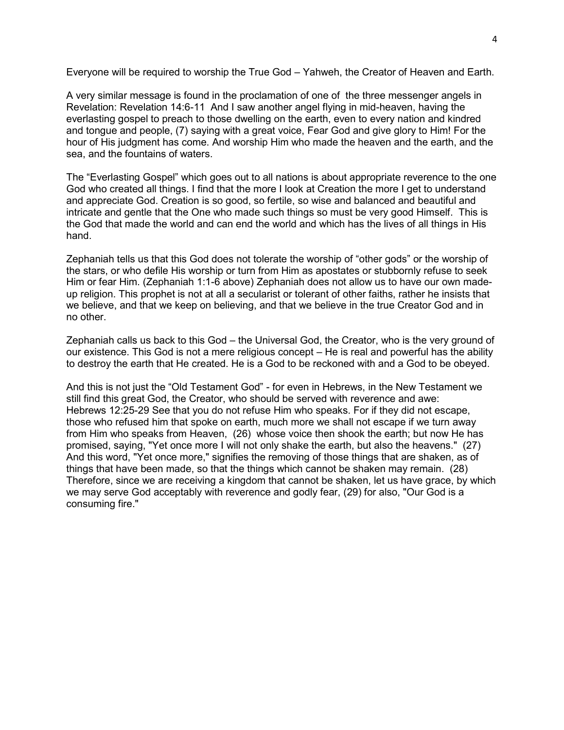Everyone will be required to worship the True God – Yahweh, the Creator of Heaven and Earth.

A very similar message is found in the proclamation of one of the three messenger angels in Revelation: Revelation 14:6-11 And I saw another angel flying in mid-heaven, having the everlasting gospel to preach to those dwelling on the earth, even to every nation and kindred and tongue and people, (7) saying with a great voice, Fear God and give glory to Him! For the hour of His judgment has come. And worship Him who made the heaven and the earth, and the sea, and the fountains of waters.

The "Everlasting Gospel" which goes out to all nations is about appropriate reverence to the one God who created all things. I find that the more I look at Creation the more I get to understand and appreciate God. Creation is so good, so fertile, so wise and balanced and beautiful and intricate and gentle that the One who made such things so must be very good Himself. This is the God that made the world and can end the world and which has the lives of all things in His hand.

Zephaniah tells us that this God does not tolerate the worship of "other gods" or the worship of the stars, or who defile His worship or turn from Him as apostates or stubbornly refuse to seek Him or fear Him. (Zephaniah 1:1-6 above) Zephaniah does not allow us to have our own made-up religion. This prophet is not at all a secularist or tolerant of other faiths, rather he insists that we believe, and that we keep on believing, and that we believe in the true Creator God and in no other.

Zephaniah calls us back to this God – the Universal God, the Creator, who is the very ground of our existence. This God is not a mere religious concept – He is real and powerful has the ability to destroy the earth that He created. He is a God to be reckoned with and a God to be obeyed.

And this is not just the "Old Testament God" - for even in Hebrews, in the New Testament we still find this great God, the Creator, who should be served with reverence and awe:
Hebrews 12:25-29 See that you do not refuse Him who speaks. For if they did not escape, those who refused him that spoke on earth, much more we shall not escape if we turn away from Him who speaks from Heaven, (26) whose voice then shook the earth; but now He has promised, saying, "Yet once more I will not only shake the earth, but also the heavens." (27) And this word, "Yet once more," signifies the removing of those things that are shaken, as of things that have been made, so that the things which cannot be shaken may remain. (28) Therefore, since we are receiving a kingdom that cannot be shaken, let us have grace, by which we may serve God acceptably with reverence and godly fear, (29) for also, "Our God is a consuming fire."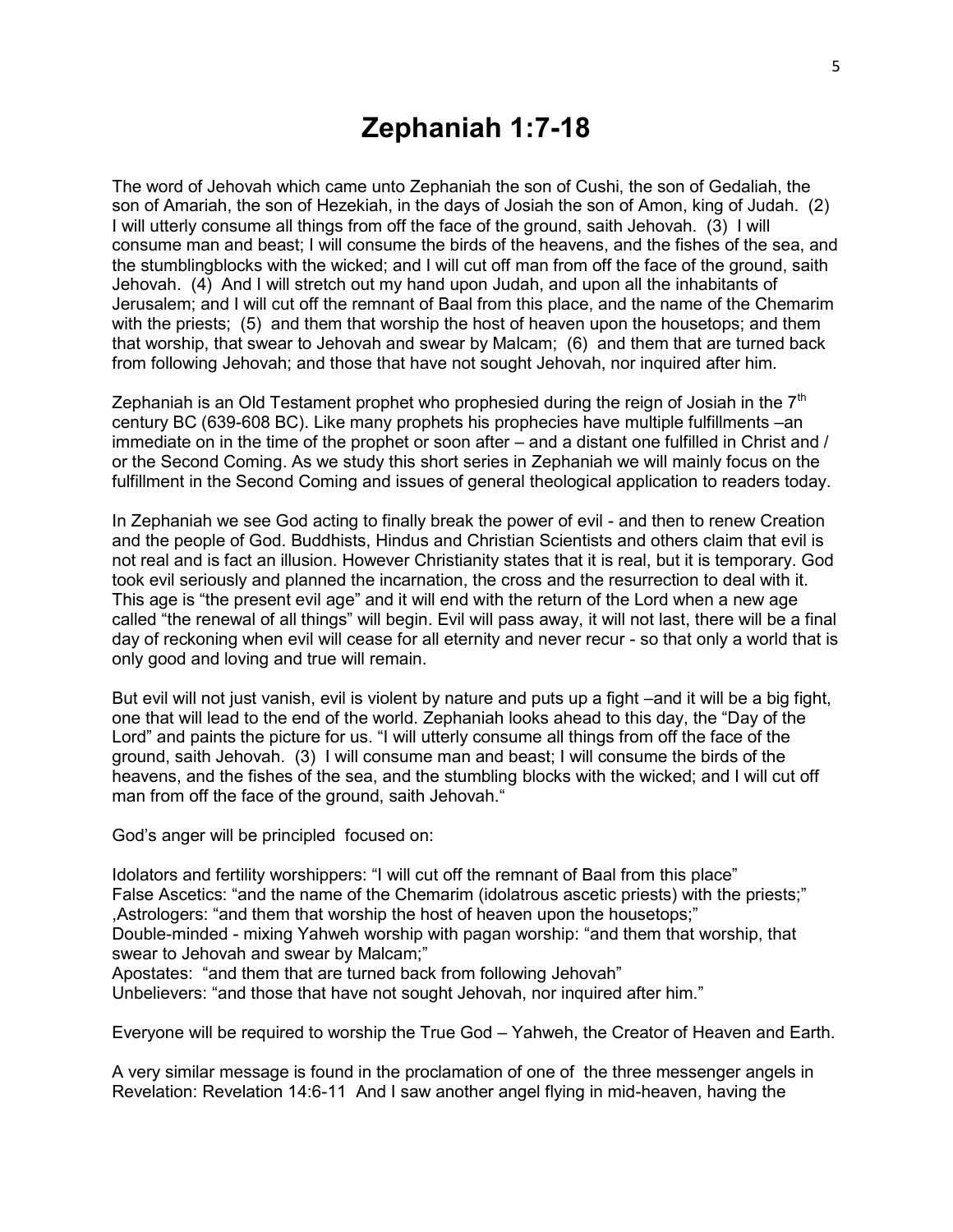# Zephaniah 1:7-18

The word of Jehovah which came unto Zephaniah the son of Cushi, the son of Gedaliah, the son of Amariah, the son of Hezekiah, in the days of Josiah the son of Amon, king of Judah. (2) I will utterly consume all things from off the face of the ground, saith Jehovah. (3) I will consume man and beast; I will consume the birds of the heavens, and the fishes of the sea, and the stumblingblocks with the wicked; and I will cut off man from off the face of the ground, saith Jehovah. (4) And I will stretch out my hand upon Judah, and upon all the inhabitants of Jerusalem; and I will cut off the remnant of Baal from this place, and the name of the Chemarim with the priests; (5) and them that worship the host of heaven upon the housetops; and them that worship, that swear to Jehovah and swear by Malcam; (6) and them that are turned back from following Jehovah; and those that have not sought Jehovah, nor inquired after him.

Zephaniah is an Old Testament prophet who prophesied during the reign of Josiah in the 7th century BC (639-608 BC). Like many prophets his prophecies have multiple fulfillments –an immediate on in the time of the prophet or soon after – and a distant one fulfilled in Christ and / or the Second Coming. As we study this short series in Zephaniah we will mainly focus on the fulfillment in the Second Coming and issues of general theological application to readers today.

In Zephaniah we see God acting to finally break the power of evil - and then to renew Creation and the people of God. Buddhists, Hindus and Christian Scientists and others claim that evil is not real and is fact an illusion. However Christianity states that it is real, but it is temporary. God took evil seriously and planned the incarnation, the cross and the resurrection to deal with it. This age is "the present evil age" and it will end with the return of the Lord when a new age called "the renewal of all things" will begin. Evil will pass away, it will not last, there will be a final day of reckoning when evil will cease for all eternity and never recur - so that only a world that is only good and loving and true will remain.

But evil will not just vanish, evil is violent by nature and puts up a fight –and it will be a big fight, one that will lead to the end of the world. Zephaniah looks ahead to this day, the "Day of the Lord" and paints the picture for us. "I will utterly consume all things from off the face of the ground, saith Jehovah. (3) I will consume man and beast; I will consume the birds of the heavens, and the fishes of the sea, and the stumbling blocks with the wicked; and I will cut off man from off the face of the ground, saith Jehovah."

God's anger will be principled focused on:

Idolators and fertility worshippers: "I will cut off the remnant of Baal from this place"
False Ascetics: "and the name of the Chemarim (idolatrous ascetic priests) with the priests;"
,Astrologers: "and them that worship the host of heaven upon the housetops;"
Double-minded - mixing Yahweh worship with pagan worship: "and them that worship, that swear to Jehovah and swear by Malcam;"
Apostates: "and them that are turned back from following Jehovah"
Unbelievers: "and those that have not sought Jehovah, nor inquired after him."

Everyone will be required to worship the True God – Yahweh, the Creator of Heaven and Earth.

A very similar message is found in the proclamation of one of the three messenger angels in Revelation: Revelation 14:6-11 And I saw another angel flying in mid-heaven, having the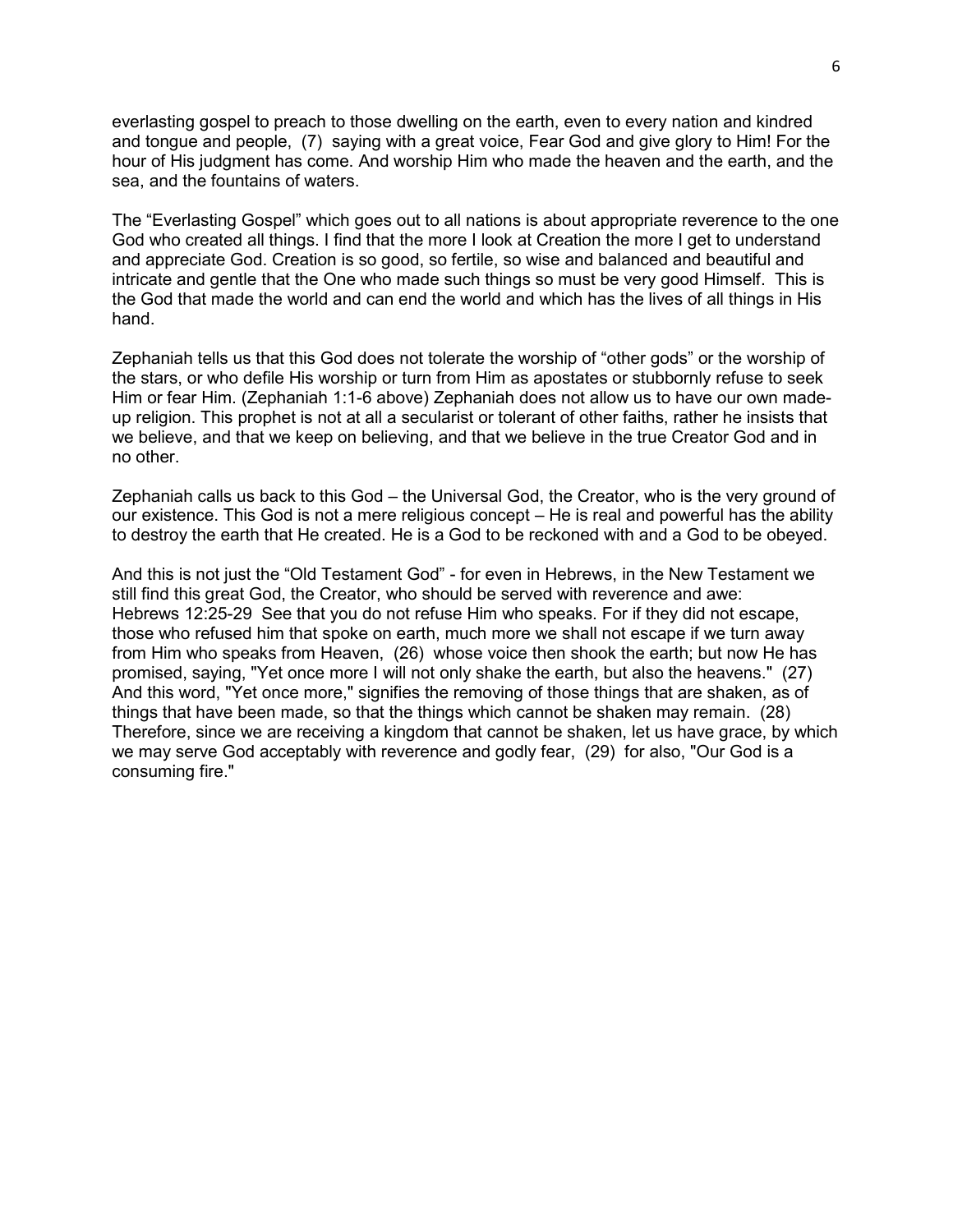everlasting gospel to preach to those dwelling on the earth, even to every nation and kindred and tongue and people, (7) saying with a great voice, Fear God and give glory to Him! For the hour of His judgment has come. And worship Him who made the heaven and the earth, and the sea, and the fountains of waters.

The "Everlasting Gospel" which goes out to all nations is about appropriate reverence to the one God who created all things. I find that the more I look at Creation the more I get to understand and appreciate God. Creation is so good, so fertile, so wise and balanced and beautiful and intricate and gentle that the One who made such things so must be very good Himself. This is the God that made the world and can end the world and which has the lives of all things in His hand.

Zephaniah tells us that this God does not tolerate the worship of "other gods" or the worship of the stars, or who defile His worship or turn from Him as apostates or stubbornly refuse to seek Him or fear Him. (Zephaniah 1:1-6 above) Zephaniah does not allow us to have our own made-up religion. This prophet is not at all a secularist or tolerant of other faiths, rather he insists that we believe, and that we keep on believing, and that we believe in the true Creator God and in no other.

Zephaniah calls us back to this God – the Universal God, the Creator, who is the very ground of our existence. This God is not a mere religious concept – He is real and powerful has the ability to destroy the earth that He created. He is a God to be reckoned with and a God to be obeyed.

And this is not just the "Old Testament God" - for even in Hebrews, in the New Testament we still find this great God, the Creator, who should be served with reverence and awe:
Hebrews 12:25-29 See that you do not refuse Him who speaks. For if they did not escape, those who refused him that spoke on earth, much more we shall not escape if we turn away from Him who speaks from Heaven, (26) whose voice then shook the earth; but now He has promised, saying, "Yet once more I will not only shake the earth, but also the heavens." (27) And this word, "Yet once more," signifies the removing of those things that are shaken, as of things that have been made, so that the things which cannot be shaken may remain. (28) Therefore, since we are receiving a kingdom that cannot be shaken, let us have grace, by which we may serve God acceptably with reverence and godly fear, (29) for also, "Our God is a consuming fire."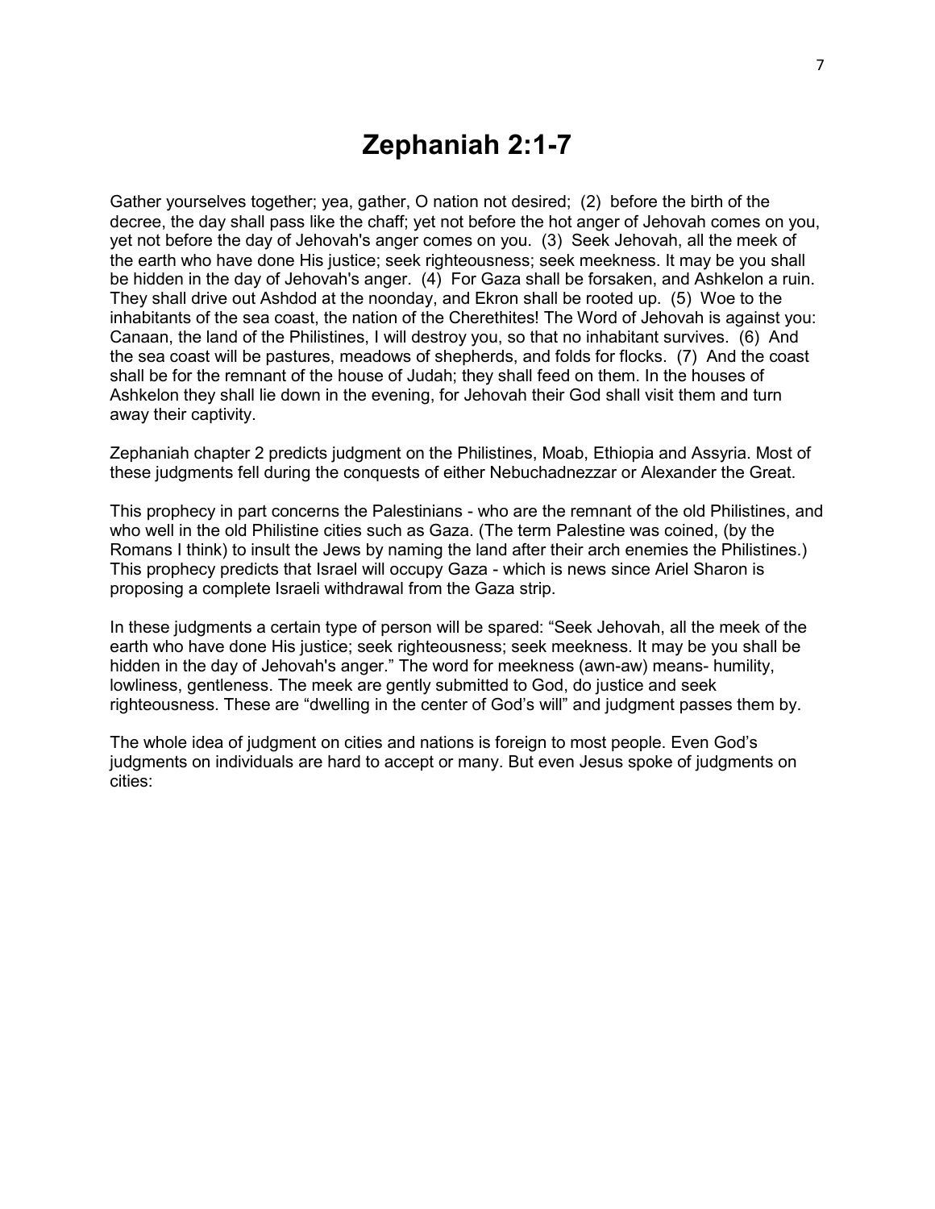# Zephaniah 2:1-7

Gather yourselves together; yea, gather, O nation not desired; (2) before the birth of the decree, the day shall pass like the chaff; yet not before the hot anger of Jehovah comes on you, yet not before the day of Jehovah's anger comes on you. (3) Seek Jehovah, all the meek of the earth who have done His justice; seek righteousness; seek meekness. It may be you shall be hidden in the day of Jehovah's anger. (4) For Gaza shall be forsaken, and Ashkelon a ruin. They shall drive out Ashdod at the noonday, and Ekron shall be rooted up. (5) Woe to the inhabitants of the sea coast, the nation of the Cherethites! The Word of Jehovah is against you: Canaan, the land of the Philistines, I will destroy you, so that no inhabitant survives. (6) And the sea coast will be pastures, meadows of shepherds, and folds for flocks. (7) And the coast shall be for the remnant of the house of Judah; they shall feed on them. In the houses of Ashkelon they shall lie down in the evening, for Jehovah their God shall visit them and turn away their captivity.

Zephaniah chapter 2 predicts judgment on the Philistines, Moab, Ethiopia and Assyria. Most of these judgments fell during the conquests of either Nebuchadnezzar or Alexander the Great.

This prophecy in part concerns the Palestinians - who are the remnant of the old Philistines, and who well in the old Philistine cities such as Gaza. (The term Palestine was coined, (by the Romans I think) to insult the Jews by naming the land after their arch enemies the Philistines.) This prophecy predicts that Israel will occupy Gaza - which is news since Ariel Sharon is proposing a complete Israeli withdrawal from the Gaza strip.

In these judgments a certain type of person will be spared: "Seek Jehovah, all the meek of the earth who have done His justice; seek righteousness; seek meekness. It may be you shall be hidden in the day of Jehovah's anger." The word for meekness (awn-aw) means- humility, lowliness, gentleness. The meek are gently submitted to God, do justice and seek righteousness. These are "dwelling in the center of God's will" and judgment passes them by.

The whole idea of judgment on cities and nations is foreign to most people. Even God's judgments on individuals are hard to accept or many. But even Jesus spoke of judgments on cities: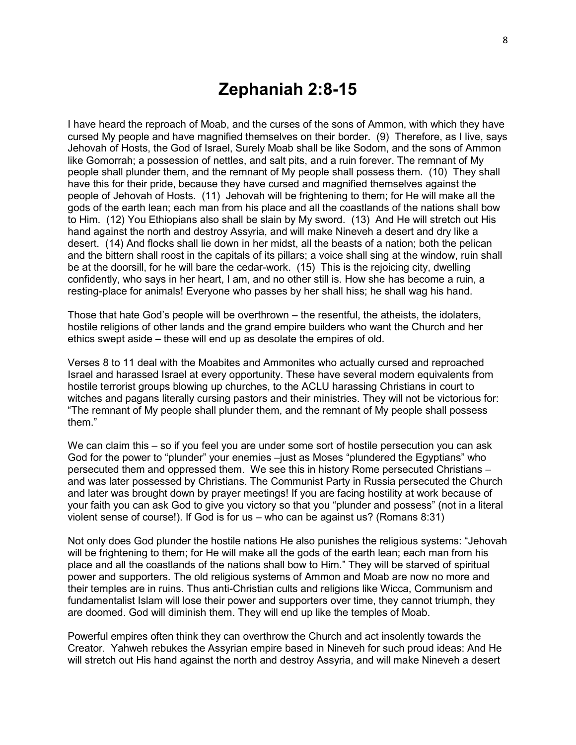# Zephaniah 2:8-15

I have heard the reproach of Moab, and the curses of the sons of Ammon, with which they have cursed My people and have magnified themselves on their border. (9) Therefore, as I live, says Jehovah of Hosts, the God of Israel, Surely Moab shall be like Sodom, and the sons of Ammon like Gomorrah; a possession of nettles, and salt pits, and a ruin forever. The remnant of My people shall plunder them, and the remnant of My people shall possess them. (10) They shall have this for their pride, because they have cursed and magnified themselves against the people of Jehovah of Hosts. (11) Jehovah will be frightening to them; for He will make all the gods of the earth lean; each man from his place and all the coastlands of the nations shall bow to Him. (12) You Ethiopians also shall be slain by My sword. (13) And He will stretch out His hand against the north and destroy Assyria, and will make Nineveh a desert and dry like a desert. (14) And flocks shall lie down in her midst, all the beasts of a nation; both the pelican and the bittern shall roost in the capitals of its pillars; a voice shall sing at the window, ruin shall be at the doorsill, for he will bare the cedar-work. (15) This is the rejoicing city, dwelling confidently, who says in her heart, I am, and no other still is. How she has become a ruin, a resting-place for animals! Everyone who passes by her shall hiss; he shall wag his hand.

Those that hate God's people will be overthrown – the resentful, the atheists, the idolaters, hostile religions of other lands and the grand empire builders who want the Church and her ethics swept aside – these will end up as desolate the empires of old.

Verses 8 to 11 deal with the Moabites and Ammonites who actually cursed and reproached Israel and harassed Israel at every opportunity. These have several modern equivalents from hostile terrorist groups blowing up churches, to the ACLU harassing Christians in court to witches and pagans literally cursing pastors and their ministries. They will not be victorious for: "The remnant of My people shall plunder them, and the remnant of My people shall possess them."

We can claim this – so if you feel you are under some sort of hostile persecution you can ask God for the power to "plunder" your enemies –just as Moses "plundered the Egyptians" who persecuted them and oppressed them. We see this in history Rome persecuted Christians – and was later possessed by Christians. The Communist Party in Russia persecuted the Church and later was brought down by prayer meetings! If you are facing hostility at work because of your faith you can ask God to give you victory so that you "plunder and possess" (not in a literal violent sense of course!). If God is for us – who can be against us? (Romans 8:31)

Not only does God plunder the hostile nations He also punishes the religious systems: "Jehovah will be frightening to them; for He will make all the gods of the earth lean; each man from his place and all the coastlands of the nations shall bow to Him." They will be starved of spiritual power and supporters. The old religious systems of Ammon and Moab are now no more and their temples are in ruins. Thus anti-Christian cults and religions like Wicca, Communism and fundamentalist Islam will lose their power and supporters over time, they cannot triumph, they are doomed. God will diminish them. They will end up like the temples of Moab.

Powerful empires often think they can overthrow the Church and act insolently towards the Creator. Yahweh rebukes the Assyrian empire based in Nineveh for such proud ideas: And He will stretch out His hand against the north and destroy Assyria, and will make Nineveh a desert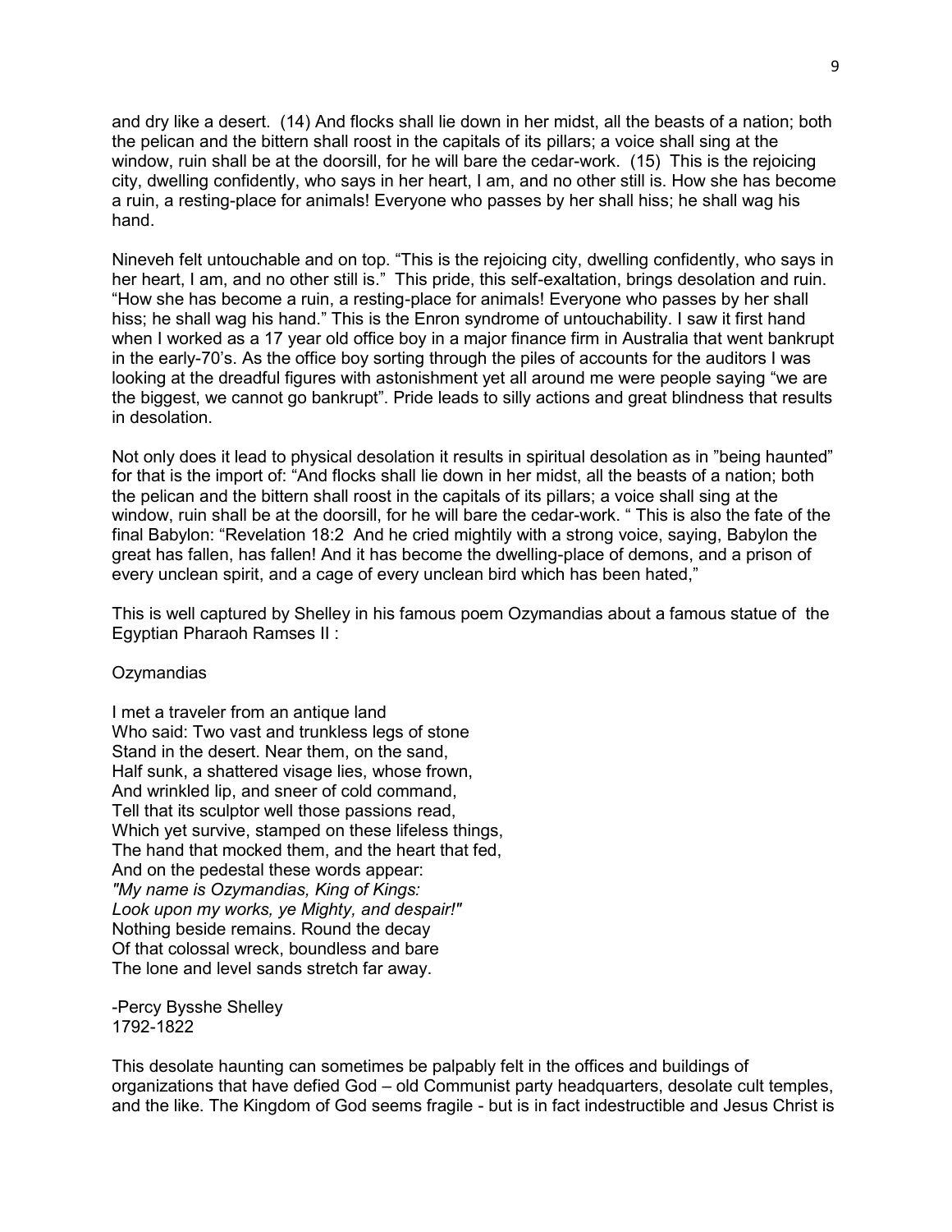and dry like a desert. (14) And flocks shall lie down in her midst, all the beasts of a nation; both the pelican and the bittern shall roost in the capitals of its pillars; a voice shall sing at the window, ruin shall be at the doorsill, for he will bare the cedar-work. (15) This is the rejoicing city, dwelling confidently, who says in her heart, I am, and no other still is. How she has become a ruin, a resting-place for animals! Everyone who passes by her shall hiss; he shall wag his hand.

Nineveh felt untouchable and on top. "This is the rejoicing city, dwelling confidently, who says in her heart, I am, and no other still is." This pride, this self-exaltation, brings desolation and ruin. "How she has become a ruin, a resting-place for animals! Everyone who passes by her shall hiss; he shall wag his hand." This is the Enron syndrome of untouchability. I saw it first hand when I worked as a 17 year old office boy in a major finance firm in Australia that went bankrupt in the early-70's. As the office boy sorting through the piles of accounts for the auditors I was looking at the dreadful figures with astonishment yet all around me were people saying "we are the biggest, we cannot go bankrupt". Pride leads to silly actions and great blindness that results in desolation.

Not only does it lead to physical desolation it results in spiritual desolation as in "being haunted" for that is the import of: "And flocks shall lie down in her midst, all the beasts of a nation; both the pelican and the bittern shall roost in the capitals of its pillars; a voice shall sing at the window, ruin shall be at the doorsill, for he will bare the cedar-work. " This is also the fate of the final Babylon: "Revelation 18:2 And he cried mightily with a strong voice, saying, Babylon the great has fallen, has fallen! And it has become the dwelling-place of demons, and a prison of every unclean spirit, and a cage of every unclean bird which has been hated,"

This is well captured by Shelley in his famous poem Ozymandias about a famous statue of the Egyptian Pharaoh Ramses II :

Ozymandias

I met a traveler from an antique land  
Who said: Two vast and trunkless legs of stone  
Stand in the desert. Near them, on the sand,  
Half sunk, a shattered visage lies, whose frown,  
And wrinkled lip, and sneer of cold command,  
Tell that its sculptor well those passions read,  
Which yet survive, stamped on these lifeless things,  
The hand that mocked them, and the heart that fed,  
And on the pedestal these words appear:  
*"My name is Ozymandias, King of Kings:*  
*Look upon my works, ye Mighty, and despair!"*  
Nothing beside remains. Round the decay  
Of that colossal wreck, boundless and bare  
The lone and level sands stretch far away.

-Percy Bysshe Shelley  
1792-1822

This desolate haunting can sometimes be palpably felt in the offices and buildings of organizations that have defied God – old Communist party headquarters, desolate cult temples, and the like. The Kingdom of God seems fragile - but is in fact indestructible and Jesus Christ is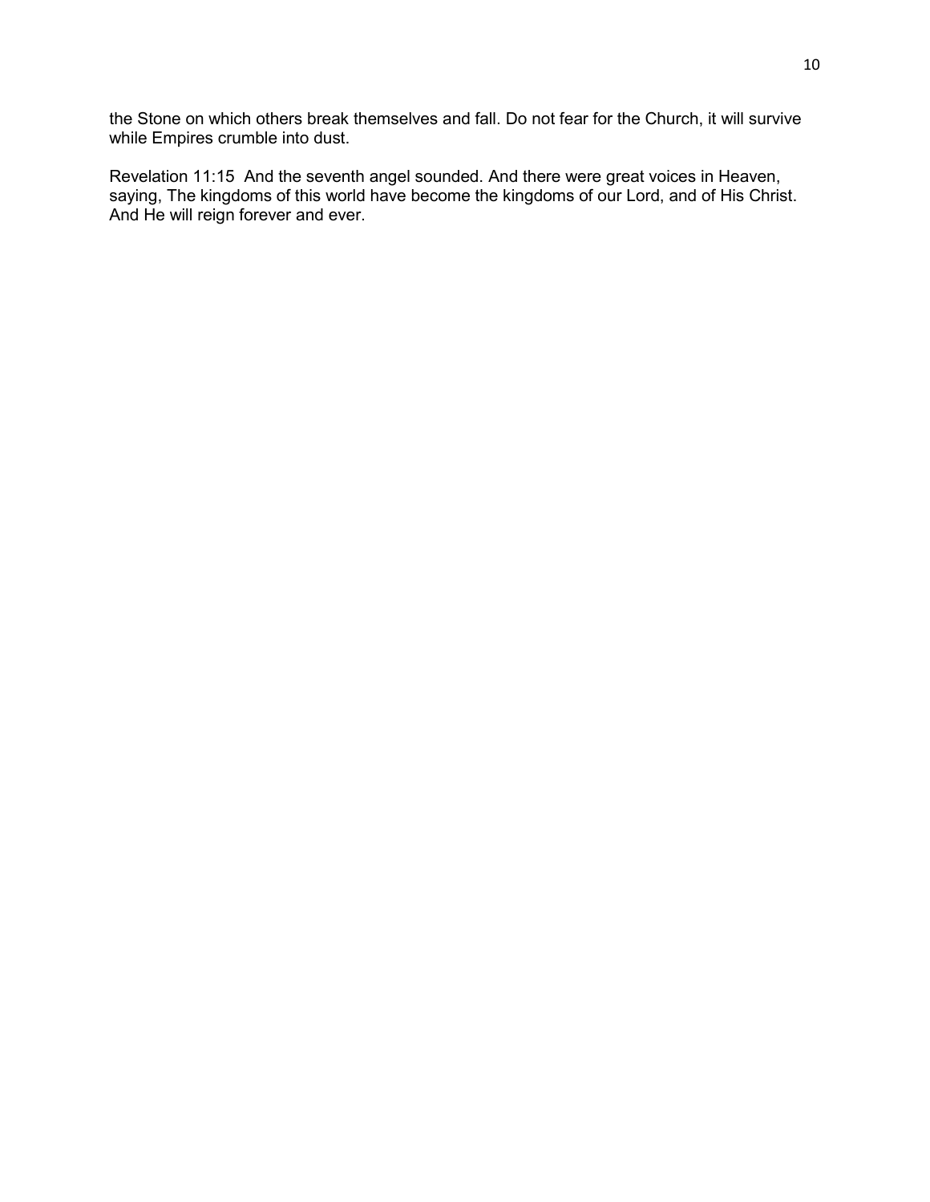the Stone on which others break themselves and fall. Do not fear for the Church, it will survive while Empires crumble into dust.

Revelation 11:15  And the seventh angel sounded. And there were great voices in Heaven, saying, The kingdoms of this world have become the kingdoms of our Lord, and of His Christ. And He will reign forever and ever.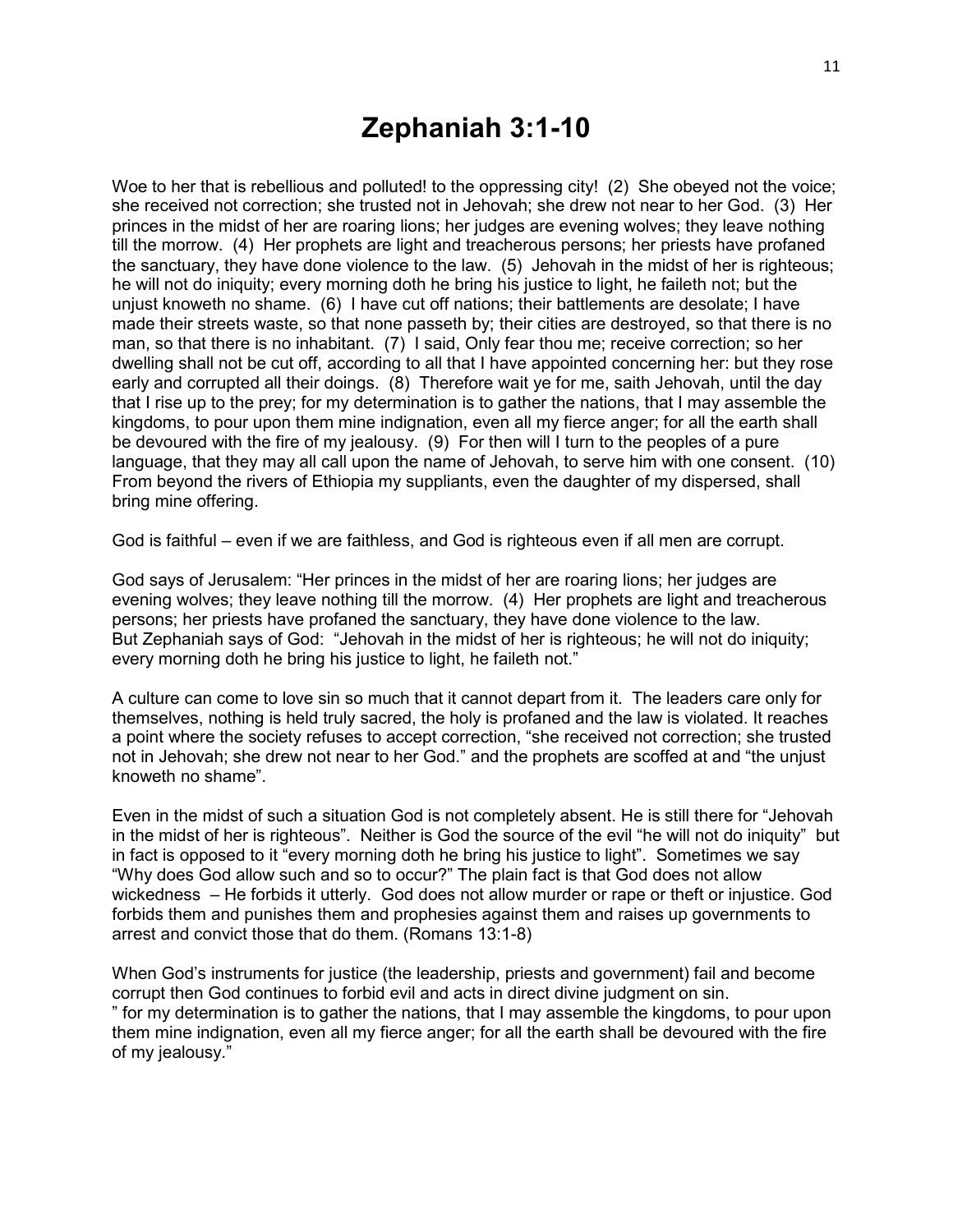# Zephaniah 3:1-10

Woe to her that is rebellious and polluted! to the oppressing city! (2) She obeyed not the voice; she received not correction; she trusted not in Jehovah; she drew not near to her God. (3) Her princes in the midst of her are roaring lions; her judges are evening wolves; they leave nothing till the morrow. (4) Her prophets are light and treacherous persons; her priests have profaned the sanctuary, they have done violence to the law. (5) Jehovah in the midst of her is righteous; he will not do iniquity; every morning doth he bring his justice to light, he faileth not; but the unjust knoweth no shame. (6) I have cut off nations; their battlements are desolate; I have made their streets waste, so that none passeth by; their cities are destroyed, so that there is no man, so that there is no inhabitant. (7) I said, Only fear thou me; receive correction; so her dwelling shall not be cut off, according to all that I have appointed concerning her: but they rose early and corrupted all their doings. (8) Therefore wait ye for me, saith Jehovah, until the day that I rise up to the prey; for my determination is to gather the nations, that I may assemble the kingdoms, to pour upon them mine indignation, even all my fierce anger; for all the earth shall be devoured with the fire of my jealousy. (9) For then will I turn to the peoples of a pure language, that they may all call upon the name of Jehovah, to serve him with one consent. (10) From beyond the rivers of Ethiopia my suppliants, even the daughter of my dispersed, shall bring mine offering.

God is faithful – even if we are faithless, and God is righteous even if all men are corrupt.

God says of Jerusalem: "Her princes in the midst of her are roaring lions; her judges are evening wolves; they leave nothing till the morrow. (4) Her prophets are light and treacherous persons; her priests have profaned the sanctuary, they have done violence to the law.
But Zephaniah says of God: "Jehovah in the midst of her is righteous; he will not do iniquity; every morning doth he bring his justice to light, he faileth not."

A culture can come to love sin so much that it cannot depart from it. The leaders care only for themselves, nothing is held truly sacred, the holy is profaned and the law is violated. It reaches a point where the society refuses to accept correction, "she received not correction; she trusted not in Jehovah; she drew not near to her God." and the prophets are scoffed at and "the unjust knoweth no shame".

Even in the midst of such a situation God is not completely absent. He is still there for "Jehovah in the midst of her is righteous". Neither is God the source of the evil "he will not do iniquity" but in fact is opposed to it "every morning doth he bring his justice to light". Sometimes we say "Why does God allow such and so to occur?" The plain fact is that God does not allow wickedness – He forbids it utterly. God does not allow murder or rape or theft or injustice. God forbids them and punishes them and prophesies against them and raises up governments to arrest and convict those that do them. (Romans 13:1-8)

When God's instruments for justice (the leadership, priests and government) fail and become corrupt then God continues to forbid evil and acts in direct divine judgment on sin.
" for my determination is to gather the nations, that I may assemble the kingdoms, to pour upon them mine indignation, even all my fierce anger; for all the earth shall be devoured with the fire of my jealousy."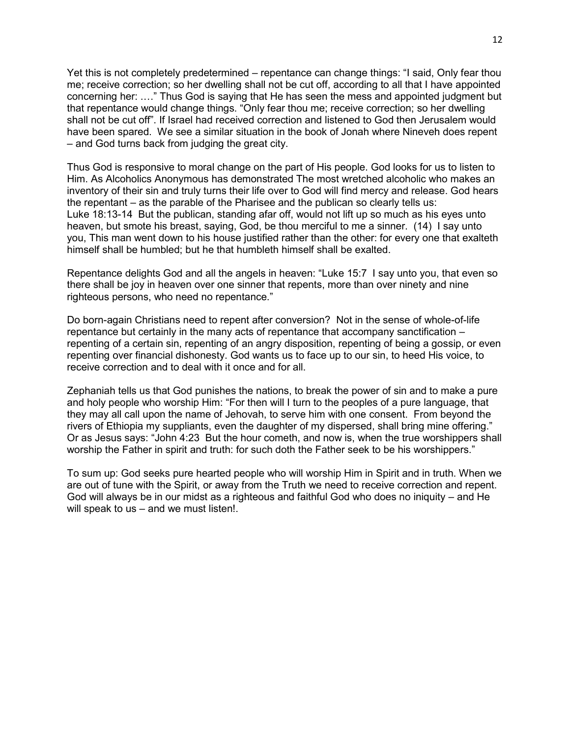Yet this is not completely predetermined – repentance can change things: “I said, Only fear thou me; receive correction; so her dwelling shall not be cut off, according to all that I have appointed concerning her: ….” Thus God is saying that He has seen the mess and appointed judgment but that repentance would change things. “Only fear thou me; receive correction; so her dwelling shall not be cut off”. If Israel had received correction and listened to God then Jerusalem would have been spared. We see a similar situation in the book of Jonah where Nineveh does repent – and God turns back from judging the great city.

Thus God is responsive to moral change on the part of His people. God looks for us to listen to Him. As Alcoholics Anonymous has demonstrated The most wretched alcoholic who makes an inventory of their sin and truly turns their life over to God will find mercy and release. God hears the repentant – as the parable of the Pharisee and the publican so clearly tells us:
Luke 18:13-14 But the publican, standing afar off, would not lift up so much as his eyes unto heaven, but smote his breast, saying, God, be thou merciful to me a sinner. (14) I say unto you, This man went down to his house justified rather than the other: for every one that exalteth himself shall be humbled; but he that humbleth himself shall be exalted.

Repentance delights God and all the angels in heaven: “Luke 15:7 I say unto you, that even so there shall be joy in heaven over one sinner that repents, more than over ninety and nine righteous persons, who need no repentance.”

Do born-again Christians need to repent after conversion? Not in the sense of whole-of-life repentance but certainly in the many acts of repentance that accompany sanctification – repenting of a certain sin, repenting of an angry disposition, repenting of being a gossip, or even repenting over financial dishonesty. God wants us to face up to our sin, to heed His voice, to receive correction and to deal with it once and for all.

Zephaniah tells us that God punishes the nations, to break the power of sin and to make a pure and holy people who worship Him: “For then will I turn to the peoples of a pure language, that they may all call upon the name of Jehovah, to serve him with one consent. From beyond the rivers of Ethiopia my suppliants, even the daughter of my dispersed, shall bring mine offering.” Or as Jesus says: “John 4:23 But the hour cometh, and now is, when the true worshippers shall worship the Father in spirit and truth: for such doth the Father seek to be his worshippers.”

To sum up: God seeks pure hearted people who will worship Him in Spirit and in truth. When we are out of tune with the Spirit, or away from the Truth we need to receive correction and repent. God will always be in our midst as a righteous and faithful God who does no iniquity – and He will speak to us – and we must listen!.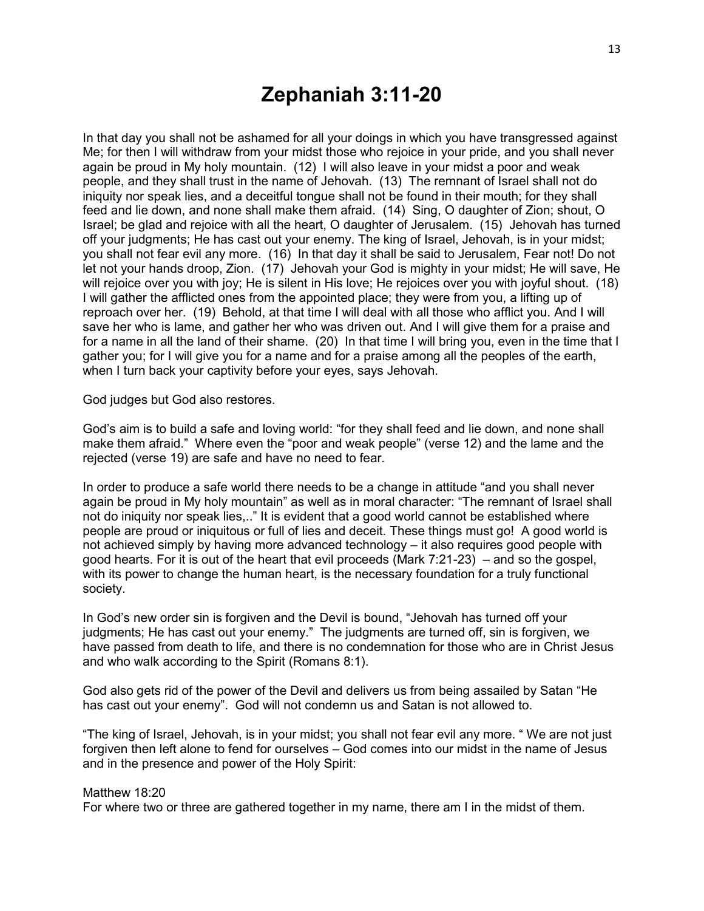# Zephaniah 3:11-20

In that day you shall not be ashamed for all your doings in which you have transgressed against Me; for then I will withdraw from your midst those who rejoice in your pride, and you shall never again be proud in My holy mountain. (12) I will also leave in your midst a poor and weak people, and they shall trust in the name of Jehovah. (13) The remnant of Israel shall not do iniquity nor speak lies, and a deceitful tongue shall not be found in their mouth; for they shall feed and lie down, and none shall make them afraid. (14) Sing, O daughter of Zion; shout, O Israel; be glad and rejoice with all the heart, O daughter of Jerusalem. (15) Jehovah has turned off your judgments; He has cast out your enemy. The king of Israel, Jehovah, is in your midst; you shall not fear evil any more. (16) In that day it shall be said to Jerusalem, Fear not! Do not let not your hands droop, Zion. (17) Jehovah your God is mighty in your midst; He will save, He will rejoice over you with joy; He is silent in His love; He rejoices over you with joyful shout. (18) I will gather the afflicted ones from the appointed place; they were from you, a lifting up of reproach over her. (19) Behold, at that time I will deal with all those who afflict you. And I will save her who is lame, and gather her who was driven out. And I will give them for a praise and for a name in all the land of their shame. (20) In that time I will bring you, even in the time that I gather you; for I will give you for a name and for a praise among all the peoples of the earth, when I turn back your captivity before your eyes, says Jehovah.

God judges but God also restores.

God's aim is to build a safe and loving world: "for they shall feed and lie down, and none shall make them afraid." Where even the "poor and weak people" (verse 12) and the lame and the rejected (verse 19) are safe and have no need to fear.

In order to produce a safe world there needs to be a change in attitude "and you shall never again be proud in My holy mountain" as well as in moral character: "The remnant of Israel shall not do iniquity nor speak lies,.." It is evident that a good world cannot be established where people are proud or iniquitous or full of lies and deceit. These things must go! A good world is not achieved simply by having more advanced technology – it also requires good people with good hearts. For it is out of the heart that evil proceeds (Mark 7:21-23) – and so the gospel, with its power to change the human heart, is the necessary foundation for a truly functional society.

In God's new order sin is forgiven and the Devil is bound, "Jehovah has turned off your judgments; He has cast out your enemy." The judgments are turned off, sin is forgiven, we have passed from death to life, and there is no condemnation for those who are in Christ Jesus and who walk according to the Spirit (Romans 8:1).

God also gets rid of the power of the Devil and delivers us from being assailed by Satan "He has cast out your enemy". God will not condemn us and Satan is not allowed to.

"The king of Israel, Jehovah, is in your midst; you shall not fear evil any more. " We are not just forgiven then left alone to fend for ourselves – God comes into our midst in the name of Jesus and in the presence and power of the Holy Spirit:

Matthew 18:20
For where two or three are gathered together in my name, there am I in the midst of them.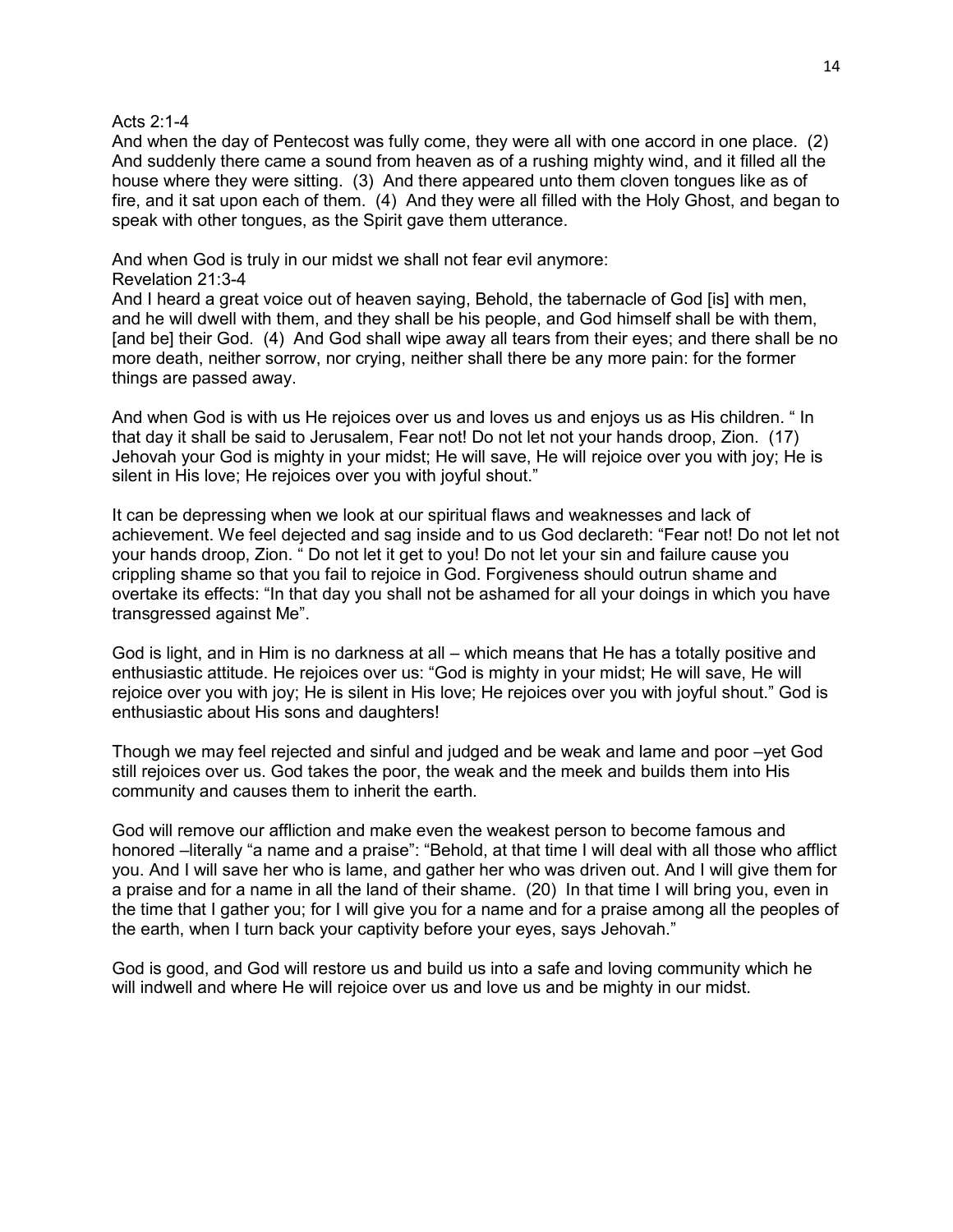Acts 2:1-4

And when the day of Pentecost was fully come, they were all with one accord in one place. (2) And suddenly there came a sound from heaven as of a rushing mighty wind, and it filled all the house where they were sitting. (3) And there appeared unto them cloven tongues like as of fire, and it sat upon each of them. (4) And they were all filled with the Holy Ghost, and began to speak with other tongues, as the Spirit gave them utterance.

And when God is truly in our midst we shall not fear evil anymore:

Revelation 21:3-4

And I heard a great voice out of heaven saying, Behold, the tabernacle of God [is] with men, and he will dwell with them, and they shall be his people, and God himself shall be with them, [and be] their God. (4) And God shall wipe away all tears from their eyes; and there shall be no more death, neither sorrow, nor crying, neither shall there be any more pain: for the former things are passed away.

And when God is with us He rejoices over us and loves us and enjoys us as His children. " In that day it shall be said to Jerusalem, Fear not! Do not let not your hands droop, Zion. (17) Jehovah your God is mighty in your midst; He will save, He will rejoice over you with joy; He is silent in His love; He rejoices over you with joyful shout."

It can be depressing when we look at our spiritual flaws and weaknesses and lack of achievement. We feel dejected and sag inside and to us God declareth: "Fear not! Do not let not your hands droop, Zion. " Do not let it get to you! Do not let your sin and failure cause you crippling shame so that you fail to rejoice in God. Forgiveness should outrun shame and overtake its effects: "In that day you shall not be ashamed for all your doings in which you have transgressed against Me".

God is light, and in Him is no darkness at all – which means that He has a totally positive and enthusiastic attitude. He rejoices over us: "God is mighty in your midst; He will save, He will rejoice over you with joy; He is silent in His love; He rejoices over you with joyful shout." God is enthusiastic about His sons and daughters!

Though we may feel rejected and sinful and judged and be weak and lame and poor –yet God still rejoices over us. God takes the poor, the weak and the meek and builds them into His community and causes them to inherit the earth.

God will remove our affliction and make even the weakest person to become famous and honored –literally "a name and a praise": "Behold, at that time I will deal with all those who afflict you. And I will save her who is lame, and gather her who was driven out. And I will give them for a praise and for a name in all the land of their shame. (20) In that time I will bring you, even in the time that I gather you; for I will give you for a name and for a praise among all the peoples of the earth, when I turn back your captivity before your eyes, says Jehovah."

God is good, and God will restore us and build us into a safe and loving community which he will indwell and where He will rejoice over us and love us and be mighty in our midst.